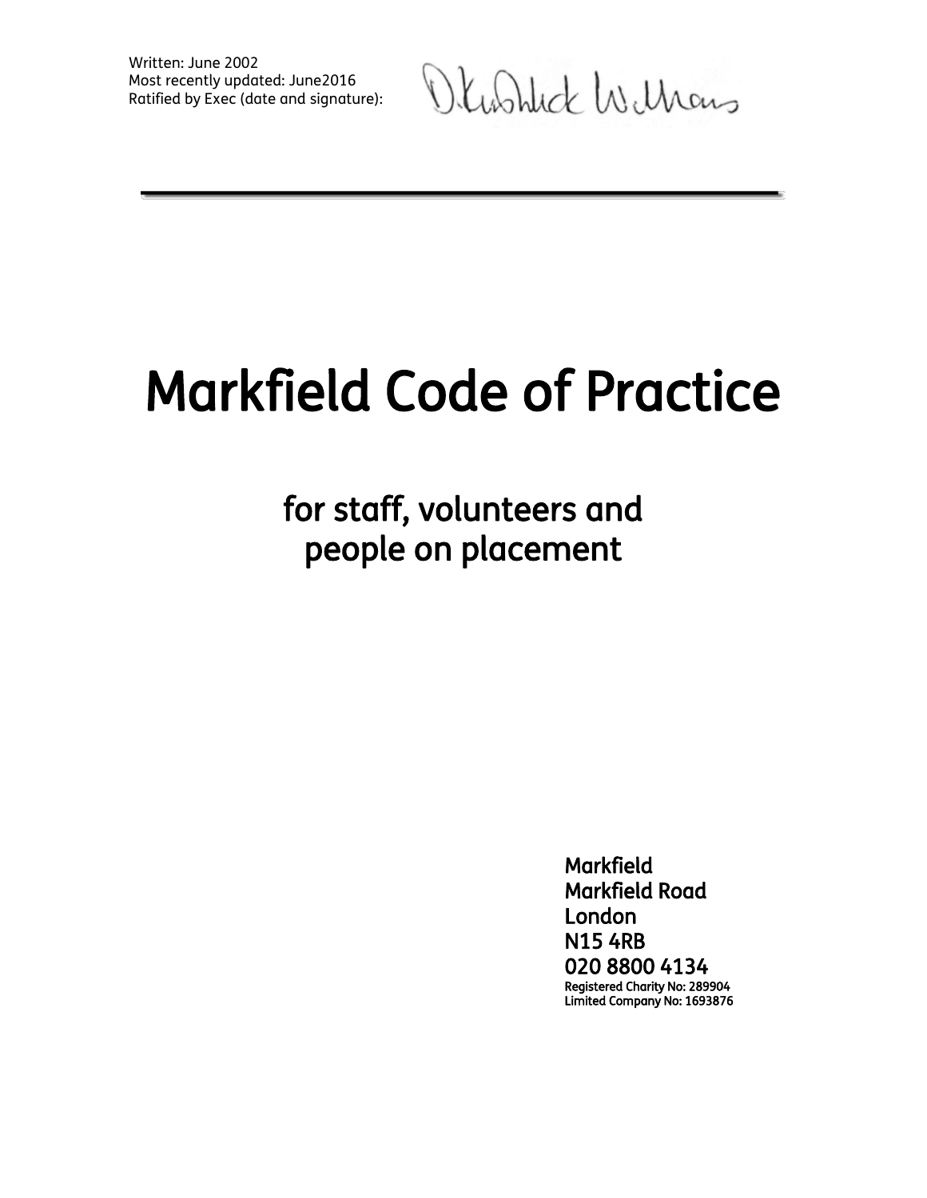Written: June 2002
Most recently updated: June2016
Ratified by Exec (date and signature):

---

# Markfield Code of Practice

## for staff, volunteers and people on placement

Markfield
Markfield Road
London
N15 4RB
020 8800 4134
Registered Charity No: 289904
Limited Company No: 1693876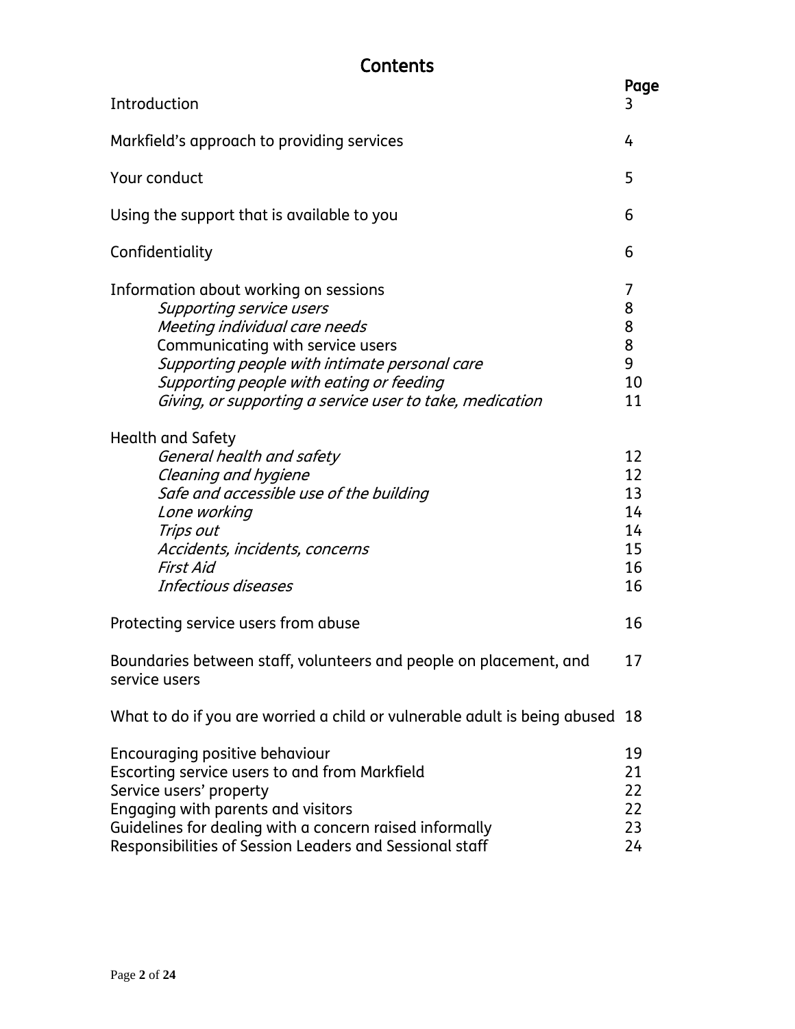# Contents

| | Page |
|---|---|
| Introduction | 3 |
| Markfield's approach to providing services | 4 |
| Your conduct | 5 |
| Using the support that is available to you | 6 |
| Confidentiality | 6 |
| Information about working on sessions | 7 |
| *Supporting service users* | 8 |
| *Meeting individual care needs* | 8 |
| Communicating with service users | 8 |
| *Supporting people with intimate personal care* | 9 |
| *Supporting people with eating or feeding* | 10 |
| *Giving, or supporting a service user to take, medication* | 11 |
| Health and Safety | |
| *General health and safety* | 12 |
| *Cleaning and hygiene* | 12 |
| *Safe and accessible use of the building* | 13 |
| *Lone working* | 14 |
| *Trips out* | 14 |
| *Accidents, incidents, concerns* | 15 |
| *First Aid* | 16 |
| *Infectious diseases* | 16 |
| Protecting service users from abuse | 16 |
| Boundaries between staff, volunteers and people on placement, and service users | 17 |
| What to do if you are worried a child or vulnerable adult is being abused | 18 |
| Encouraging positive behaviour | 19 |
| Escorting service users to and from Markfield | 21 |
| Service users' property | 22 |
| Engaging with parents and visitors | 22 |
| Guidelines for dealing with a concern raised informally | 23 |
| Responsibilities of Session Leaders and Sessional staff | 24 |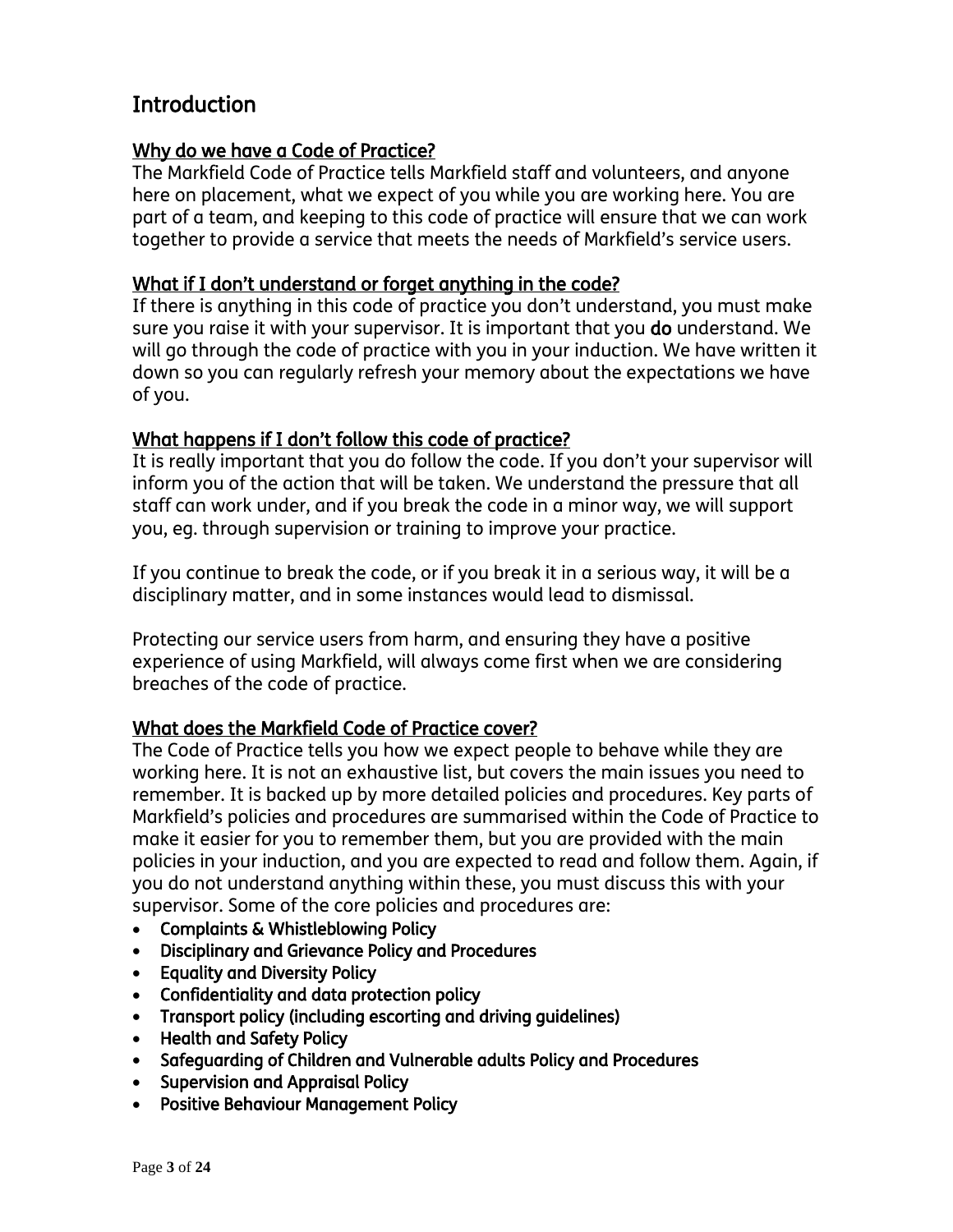## Introduction

### Why do we have a Code of Practice?

The Markfield Code of Practice tells Markfield staff and volunteers, and anyone here on placement, what we expect of you while you are working here. You are part of a team, and keeping to this code of practice will ensure that we can work together to provide a service that meets the needs of Markfield's service users.

### What if I don't understand or forget anything in the code?

If there is anything in this code of practice you don't understand, you must make sure you raise it with your supervisor. It is important that you **do** understand. We will go through the code of practice with you in your induction. We have written it down so you can regularly refresh your memory about the expectations we have of you.

### What happens if I don't follow this code of practice?

It is really important that you do follow the code. If you don't your supervisor will inform you of the action that will be taken. We understand the pressure that all staff can work under, and if you break the code in a minor way, we will support you, eg. through supervision or training to improve your practice.

If you continue to break the code, or if you break it in a serious way, it will be a disciplinary matter, and in some instances would lead to dismissal.

Protecting our service users from harm, and ensuring they have a positive experience of using Markfield, will always come first when we are considering breaches of the code of practice.

### What does the Markfield Code of Practice cover?

The Code of Practice tells you how we expect people to behave while they are working here. It is not an exhaustive list, but covers the main issues you need to remember. It is backed up by more detailed policies and procedures. Key parts of Markfield's policies and procedures are summarised within the Code of Practice to make it easier for you to remember them, but you are provided with the main policies in your induction, and you are expected to read and follow them. Again, if you do not understand anything within these, you must discuss this with your supervisor. Some of the core policies and procedures are:

- **Complaints & Whistleblowing Policy**
- **Disciplinary and Grievance Policy and Procedures**
- **Equality and Diversity Policy**
- **Confidentiality and data protection policy**
- **Transport policy (including escorting and driving guidelines)**
- **Health and Safety Policy**
- **Safeguarding of Children and Vulnerable adults Policy and Procedures**
- **Supervision and Appraisal Policy**
- **Positive Behaviour Management Policy**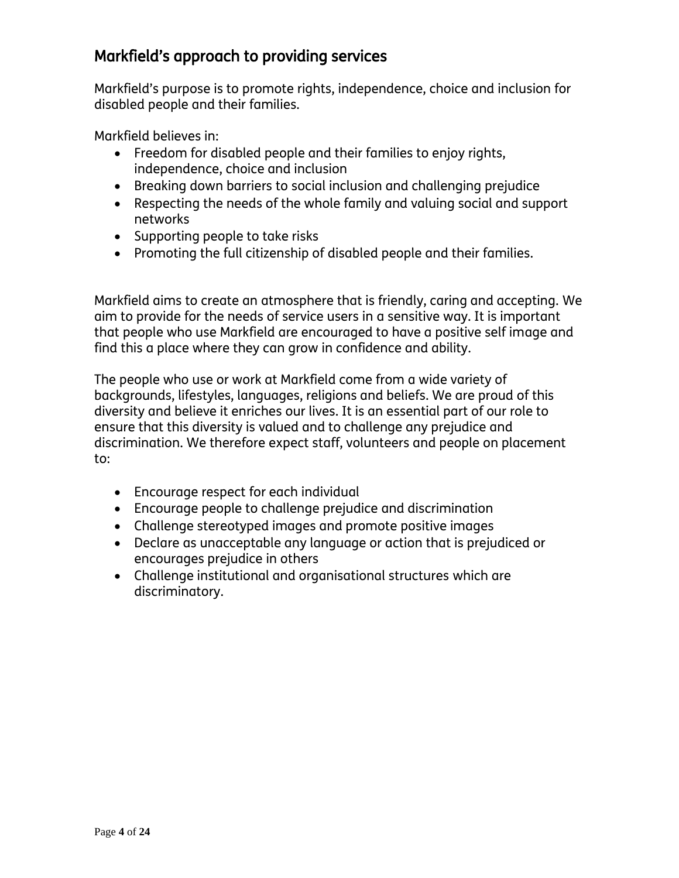## Markfield's approach to providing services

Markfield's purpose is to promote rights, independence, choice and inclusion for disabled people and their families.

Markfield believes in:

- Freedom for disabled people and their families to enjoy rights, independence, choice and inclusion
- Breaking down barriers to social inclusion and challenging prejudice
- Respecting the needs of the whole family and valuing social and support networks
- Supporting people to take risks
- Promoting the full citizenship of disabled people and their families.

Markfield aims to create an atmosphere that is friendly, caring and accepting. We aim to provide for the needs of service users in a sensitive way. It is important that people who use Markfield are encouraged to have a positive self image and find this a place where they can grow in confidence and ability.

The people who use or work at Markfield come from a wide variety of backgrounds, lifestyles, languages, religions and beliefs. We are proud of this diversity and believe it enriches our lives. It is an essential part of our role to ensure that this diversity is valued and to challenge any prejudice and discrimination. We therefore expect staff, volunteers and people on placement to:

- Encourage respect for each individual
- Encourage people to challenge prejudice and discrimination
- Challenge stereotyped images and promote positive images
- Declare as unacceptable any language or action that is prejudiced or encourages prejudice in others
- Challenge institutional and organisational structures which are discriminatory.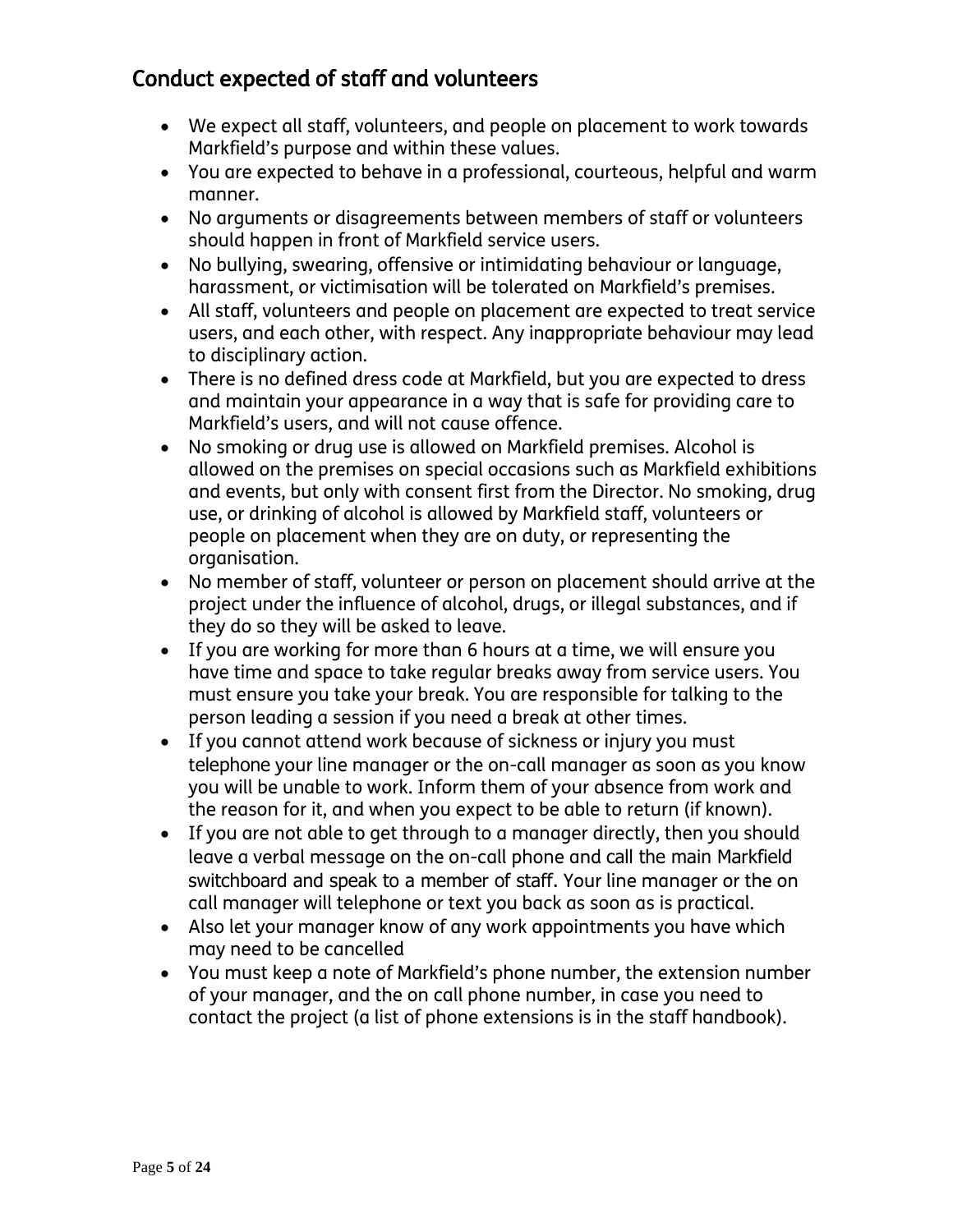## Conduct expected of staff and volunteers

- We expect all staff, volunteers, and people on placement to work towards Markfield's purpose and within these values.
- You are expected to behave in a professional, courteous, helpful and warm manner.
- No arguments or disagreements between members of staff or volunteers should happen in front of Markfield service users.
- No bullying, swearing, offensive or intimidating behaviour or language, harassment, or victimisation will be tolerated on Markfield's premises.
- All staff, volunteers and people on placement are expected to treat service users, and each other, with respect. Any inappropriate behaviour may lead to disciplinary action.
- There is no defined dress code at Markfield, but you are expected to dress and maintain your appearance in a way that is safe for providing care to Markfield's users, and will not cause offence.
- No smoking or drug use is allowed on Markfield premises. Alcohol is allowed on the premises on special occasions such as Markfield exhibitions and events, but only with consent first from the Director. No smoking, drug use, or drinking of alcohol is allowed by Markfield staff, volunteers or people on placement when they are on duty, or representing the organisation.
- No member of staff, volunteer or person on placement should arrive at the project under the influence of alcohol, drugs, or illegal substances, and if they do so they will be asked to leave.
- If you are working for more than 6 hours at a time, we will ensure you have time and space to take regular breaks away from service users. You must ensure you take your break. You are responsible for talking to the person leading a session if you need a break at other times.
- If you cannot attend work because of sickness or injury you must telephone your line manager or the on-call manager as soon as you know you will be unable to work. Inform them of your absence from work and the reason for it, and when you expect to be able to return (if known).
- If you are not able to get through to a manager directly, then you should leave a verbal message on the on-call phone and call the main Markfield switchboard and speak to a member of staff. Your line manager or the on call manager will telephone or text you back as soon as is practical.
- Also let your manager know of any work appointments you have which may need to be cancelled
- You must keep a note of Markfield's phone number, the extension number of your manager, and the on call phone number, in case you need to contact the project (a list of phone extensions is in the staff handbook).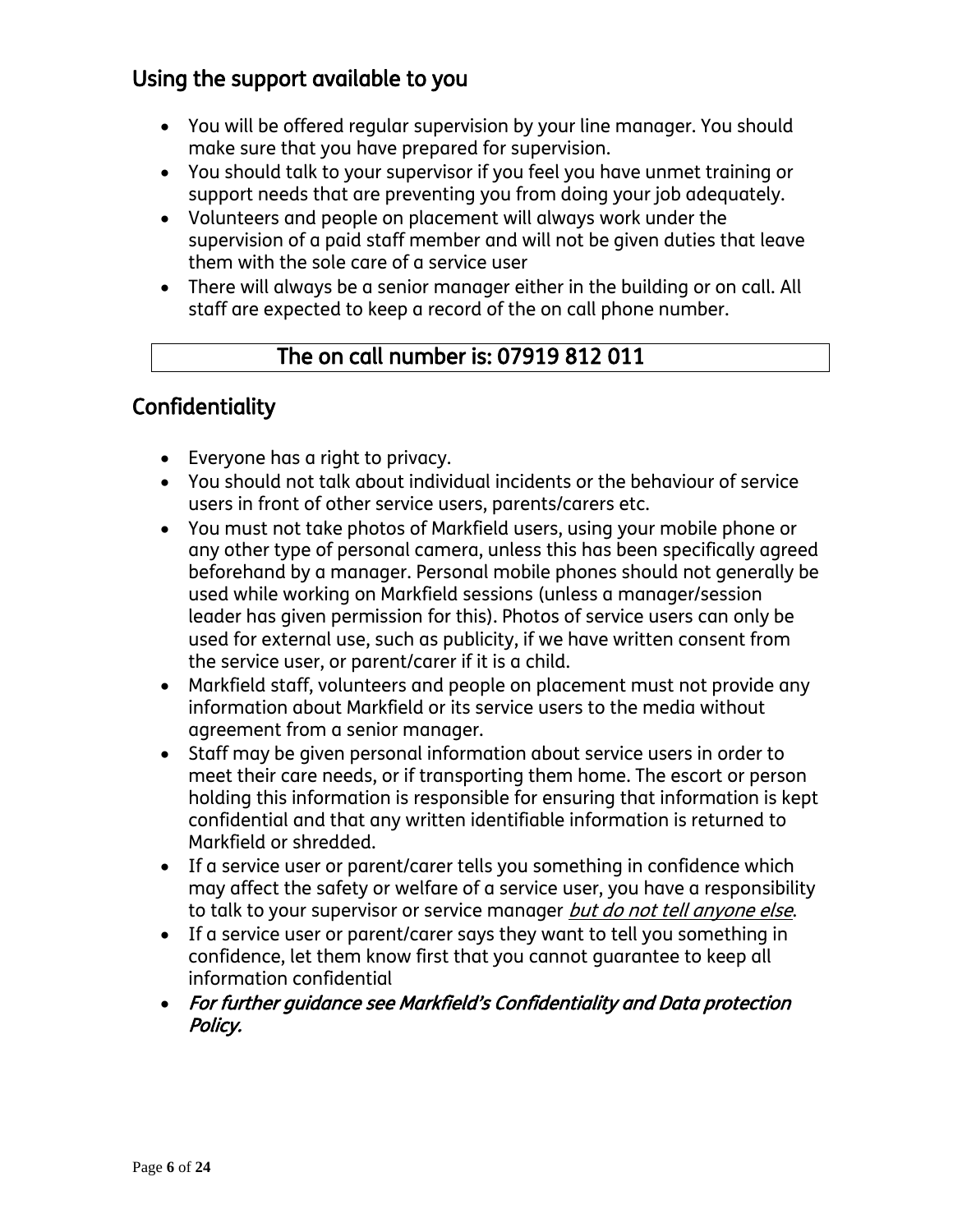## Using the support available to you

- You will be offered regular supervision by your line manager. You should make sure that you have prepared for supervision.
- You should talk to your supervisor if you feel you have unmet training or support needs that are preventing you from doing your job adequately.
- Volunteers and people on placement will always work under the supervision of a paid staff member and will not be given duties that leave them with the sole care of a service user
- There will always be a senior manager either in the building or on call. All staff are expected to keep a record of the on call phone number.

| The on call number is: 07919 812 011 |
|---|

## Confidentiality

- Everyone has a right to privacy.
- You should not talk about individual incidents or the behaviour of service users in front of other service users, parents/carers etc.
- You must not take photos of Markfield users, using your mobile phone or any other type of personal camera, unless this has been specifically agreed beforehand by a manager. Personal mobile phones should not generally be used while working on Markfield sessions (unless a manager/session leader has given permission for this). Photos of service users can only be used for external use, such as publicity, if we have written consent from the service user, or parent/carer if it is a child.
- Markfield staff, volunteers and people on placement must not provide any information about Markfield or its service users to the media without agreement from a senior manager.
- Staff may be given personal information about service users in order to meet their care needs, or if transporting them home. The escort or person holding this information is responsible for ensuring that information is kept confidential and that any written identifiable information is returned to Markfield or shredded.
- If a service user or parent/carer tells you something in confidence which may affect the safety or welfare of a service user, you have a responsibility to talk to your supervisor or service manager *<u>but do not tell anyone else</u>*.
- If a service user or parent/carer says they want to tell you something in confidence, let them know first that you cannot guarantee to keep all information confidential
- ***For further guidance see Markfield's Confidentiality and Data protection Policy.***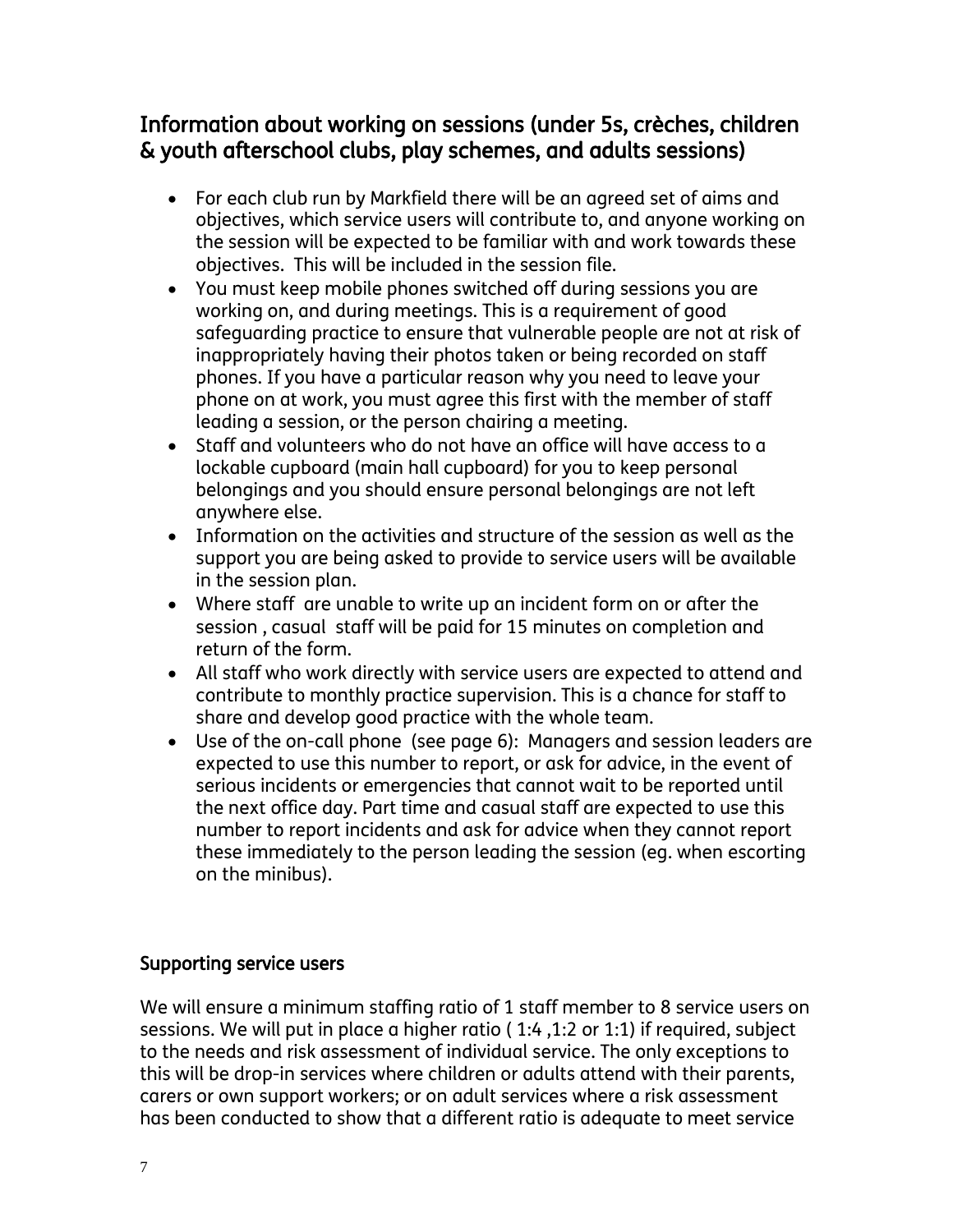## Information about working on sessions (under 5s, crèches, children & youth afterschool clubs, play schemes, and adults sessions)

- For each club run by Markfield there will be an agreed set of aims and objectives, which service users will contribute to, and anyone working on the session will be expected to be familiar with and work towards these objectives. This will be included in the session file.
- You must keep mobile phones switched off during sessions you are working on, and during meetings. This is a requirement of good safeguarding practice to ensure that vulnerable people are not at risk of inappropriately having their photos taken or being recorded on staff phones. If you have a particular reason why you need to leave your phone on at work, you must agree this first with the member of staff leading a session, or the person chairing a meeting.
- Staff and volunteers who do not have an office will have access to a lockable cupboard (main hall cupboard) for you to keep personal belongings and you should ensure personal belongings are not left anywhere else.
- Information on the activities and structure of the session as well as the support you are being asked to provide to service users will be available in the session plan.
- Where staff are unable to write up an incident form on or after the session , casual staff will be paid for 15 minutes on completion and return of the form.
- All staff who work directly with service users are expected to attend and contribute to monthly practice supervision. This is a chance for staff to share and develop good practice with the whole team.
- Use of the on-call phone (see page 6): Managers and session leaders are expected to use this number to report, or ask for advice, in the event of serious incidents or emergencies that cannot wait to be reported until the next office day. Part time and casual staff are expected to use this number to report incidents and ask for advice when they cannot report these immediately to the person leading the session (eg. when escorting on the minibus).

### Supporting service users

We will ensure a minimum staffing ratio of 1 staff member to 8 service users on sessions. We will put in place a higher ratio ( 1:4 ,1:2 or 1:1) if required, subject to the needs and risk assessment of individual service. The only exceptions to this will be drop-in services where children or adults attend with their parents, carers or own support workers; or on adult services where a risk assessment has been conducted to show that a different ratio is adequate to meet service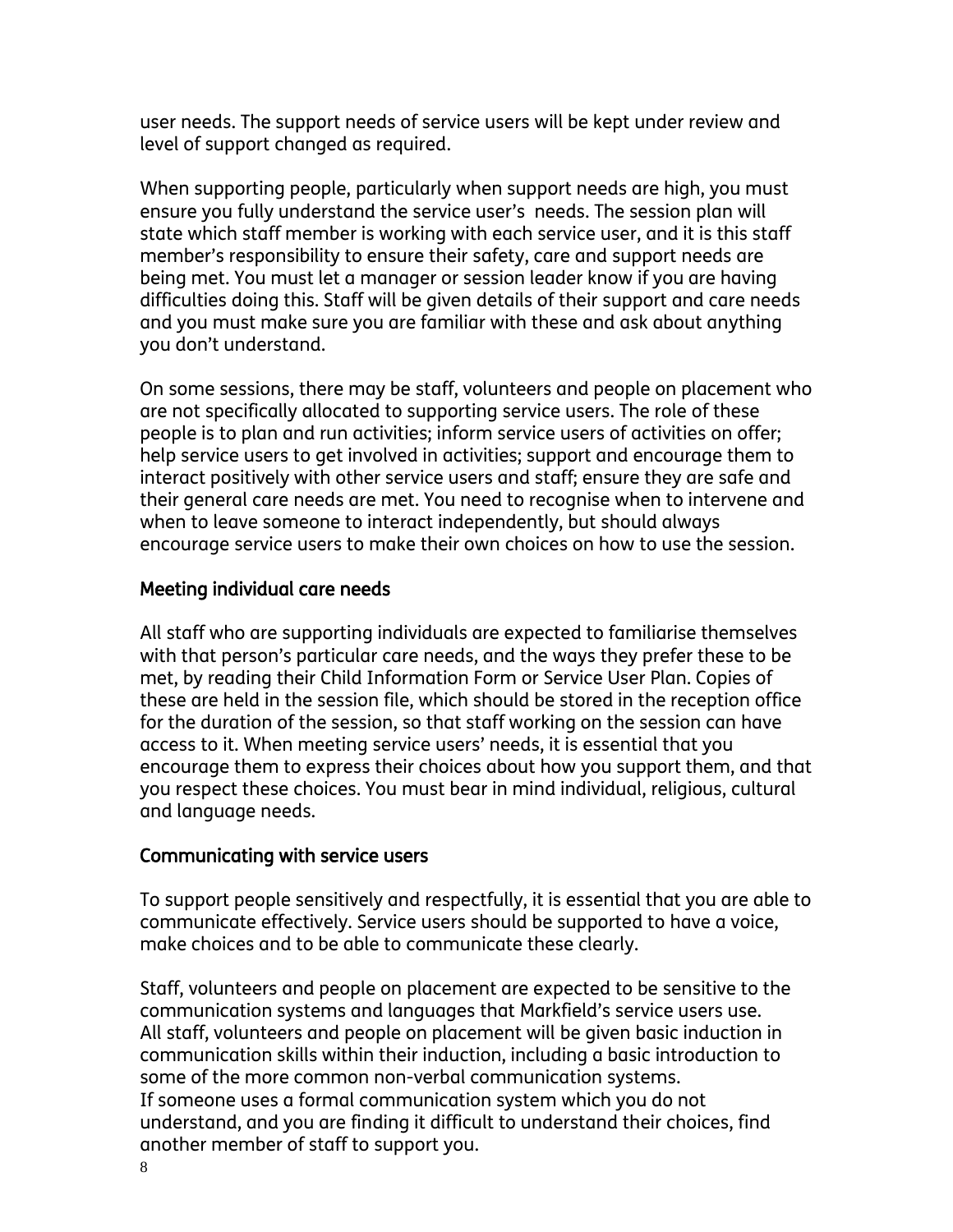user needs. The support needs of service users will be kept under review and level of support changed as required.

When supporting people, particularly when support needs are high, you must ensure you fully understand the service user's needs. The session plan will state which staff member is working with each service user, and it is this staff member's responsibility to ensure their safety, care and support needs are being met. You must let a manager or session leader know if you are having difficulties doing this. Staff will be given details of their support and care needs and you must make sure you are familiar with these and ask about anything you don't understand.

On some sessions, there may be staff, volunteers and people on placement who are not specifically allocated to supporting service users. The role of these people is to plan and run activities; inform service users of activities on offer; help service users to get involved in activities; support and encourage them to interact positively with other service users and staff; ensure they are safe and their general care needs are met. You need to recognise when to intervene and when to leave someone to interact independently, but should always encourage service users to make their own choices on how to use the session.

## Meeting individual care needs

All staff who are supporting individuals are expected to familiarise themselves with that person's particular care needs, and the ways they prefer these to be met, by reading their Child Information Form or Service User Plan. Copies of these are held in the session file, which should be stored in the reception office for the duration of the session, so that staff working on the session can have access to it. When meeting service users' needs, it is essential that you encourage them to express their choices about how you support them, and that you respect these choices. You must bear in mind individual, religious, cultural and language needs.

## Communicating with service users

To support people sensitively and respectfully, it is essential that you are able to communicate effectively. Service users should be supported to have a voice, make choices and to be able to communicate these clearly.

Staff, volunteers and people on placement are expected to be sensitive to the communication systems and languages that Markfield's service users use.
All staff, volunteers and people on placement will be given basic induction in communication skills within their induction, including a basic introduction to some of the more common non-verbal communication systems.
If someone uses a formal communication system which you do not understand, and you are finding it difficult to understand their choices, find another member of staff to support you.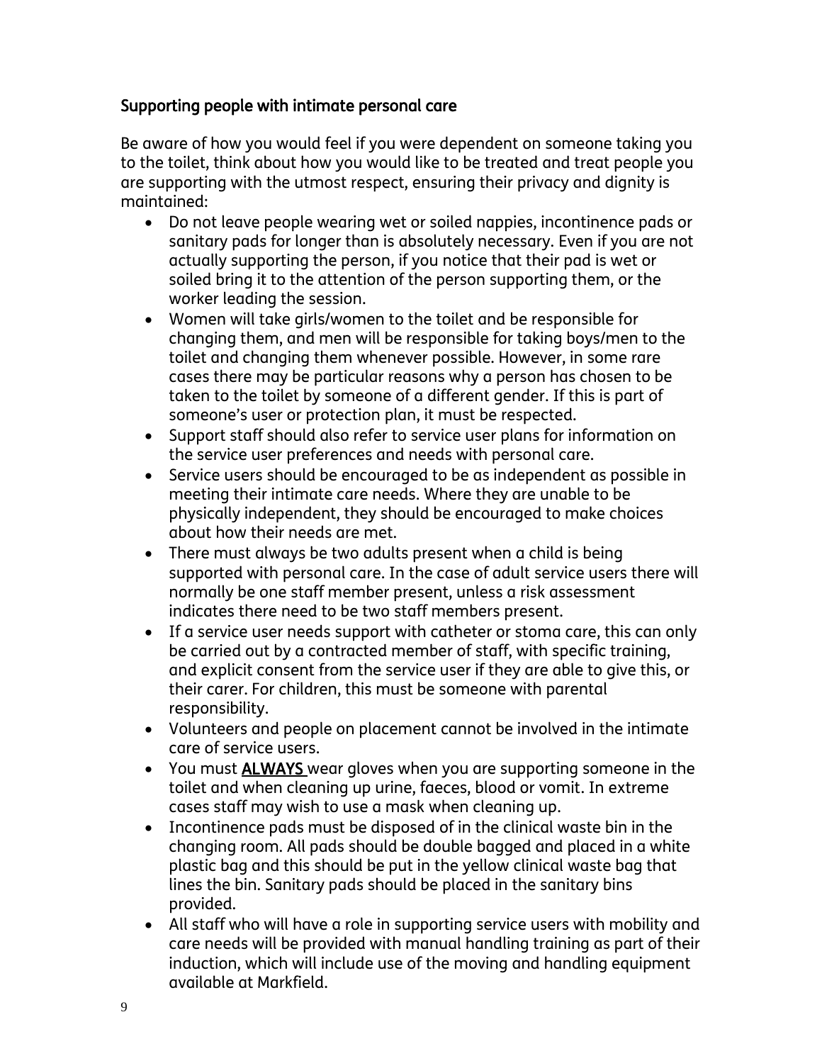## Supporting people with intimate personal care

Be aware of how you would feel if you were dependent on someone taking you to the toilet, think about how you would like to be treated and treat people you are supporting with the utmost respect, ensuring their privacy and dignity is maintained:

- Do not leave people wearing wet or soiled nappies, incontinence pads or sanitary pads for longer than is absolutely necessary. Even if you are not actually supporting the person, if you notice that their pad is wet or soiled bring it to the attention of the person supporting them, or the worker leading the session.
- Women will take girls/women to the toilet and be responsible for changing them, and men will be responsible for taking boys/men to the toilet and changing them whenever possible. However, in some rare cases there may be particular reasons why a person has chosen to be taken to the toilet by someone of a different gender. If this is part of someone's user or protection plan, it must be respected.
- Support staff should also refer to service user plans for information on the service user preferences and needs with personal care.
- Service users should be encouraged to be as independent as possible in meeting their intimate care needs. Where they are unable to be physically independent, they should be encouraged to make choices about how their needs are met.
- There must always be two adults present when a child is being supported with personal care. In the case of adult service users there will normally be one staff member present, unless a risk assessment indicates there need to be two staff members present.
- If a service user needs support with catheter or stoma care, this can only be carried out by a contracted member of staff, with specific training, and explicit consent from the service user if they are able to give this, or their carer. For children, this must be someone with parental responsibility.
- Volunteers and people on placement cannot be involved in the intimate care of service users.
- You must **ALWAYS** wear gloves when you are supporting someone in the toilet and when cleaning up urine, faeces, blood or vomit. In extreme cases staff may wish to use a mask when cleaning up.
- Incontinence pads must be disposed of in the clinical waste bin in the changing room. All pads should be double bagged and placed in a white plastic bag and this should be put in the yellow clinical waste bag that lines the bin. Sanitary pads should be placed in the sanitary bins provided.
- All staff who will have a role in supporting service users with mobility and care needs will be provided with manual handling training as part of their induction, which will include use of the moving and handling equipment available at Markfield.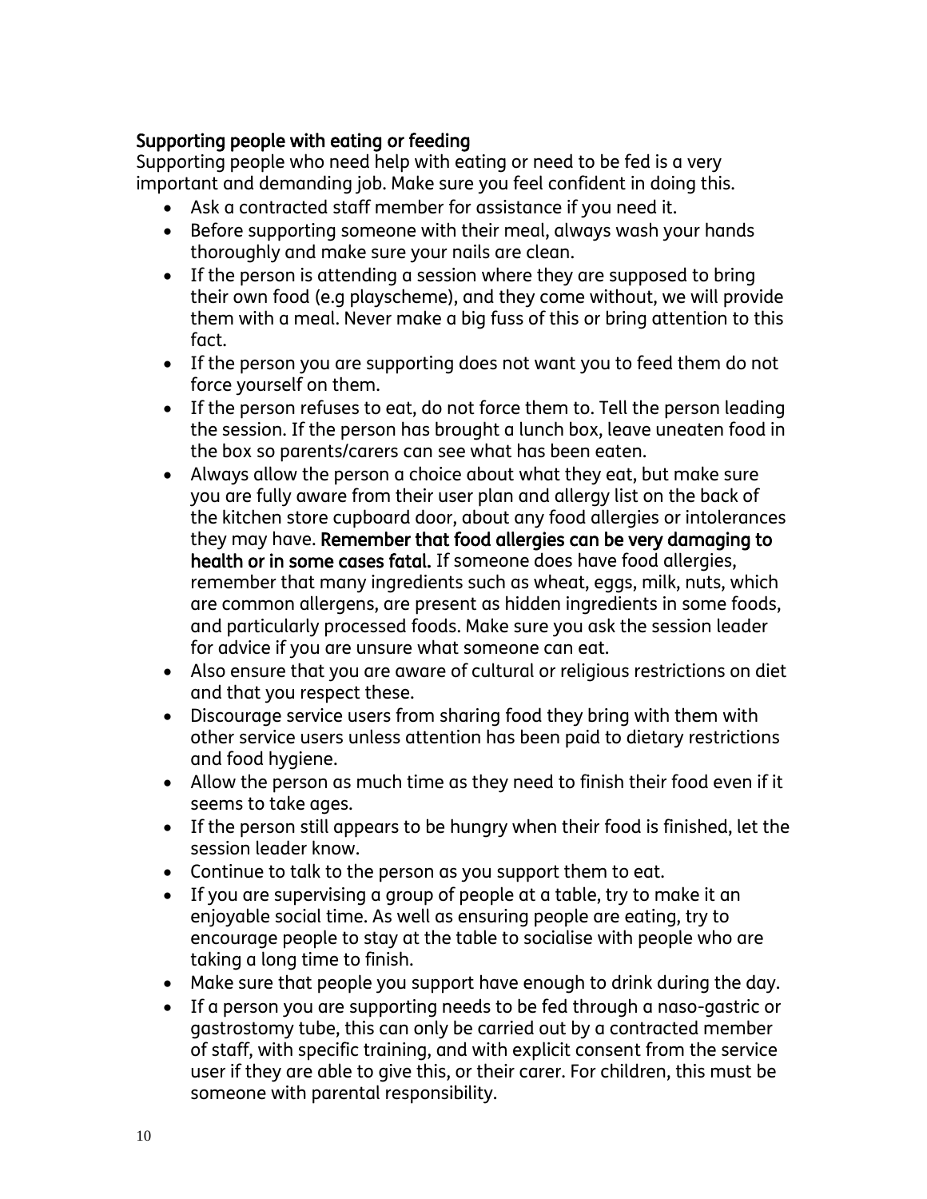**Supporting people with eating or feeding**

Supporting people who need help with eating or need to be fed is a very important and demanding job. Make sure you feel confident in doing this.

- Ask a contracted staff member for assistance if you need it.
- Before supporting someone with their meal, always wash your hands thoroughly and make sure your nails are clean.
- If the person is attending a session where they are supposed to bring their own food (e.g playscheme), and they come without, we will provide them with a meal. Never make a big fuss of this or bring attention to this fact.
- If the person you are supporting does not want you to feed them do not force yourself on them.
- If the person refuses to eat, do not force them to. Tell the person leading the session. If the person has brought a lunch box, leave uneaten food in the box so parents/carers can see what has been eaten.
- Always allow the person a choice about what they eat, but make sure you are fully aware from their user plan and allergy list on the back of the kitchen store cupboard door, about any food allergies or intolerances they may have. **Remember that food allergies can be very damaging to health or in some cases fatal.** If someone does have food allergies, remember that many ingredients such as wheat, eggs, milk, nuts, which are common allergens, are present as hidden ingredients in some foods, and particularly processed foods. Make sure you ask the session leader for advice if you are unsure what someone can eat.
- Also ensure that you are aware of cultural or religious restrictions on diet and that you respect these.
- Discourage service users from sharing food they bring with them with other service users unless attention has been paid to dietary restrictions and food hygiene.
- Allow the person as much time as they need to finish their food even if it seems to take ages.
- If the person still appears to be hungry when their food is finished, let the session leader know.
- Continue to talk to the person as you support them to eat.
- If you are supervising a group of people at a table, try to make it an enjoyable social time. As well as ensuring people are eating, try to encourage people to stay at the table to socialise with people who are taking a long time to finish.
- Make sure that people you support have enough to drink during the day.
- If a person you are supporting needs to be fed through a naso-gastric or gastrostomy tube, this can only be carried out by a contracted member of staff, with specific training, and with explicit consent from the service user if they are able to give this, or their carer. For children, this must be someone with parental responsibility.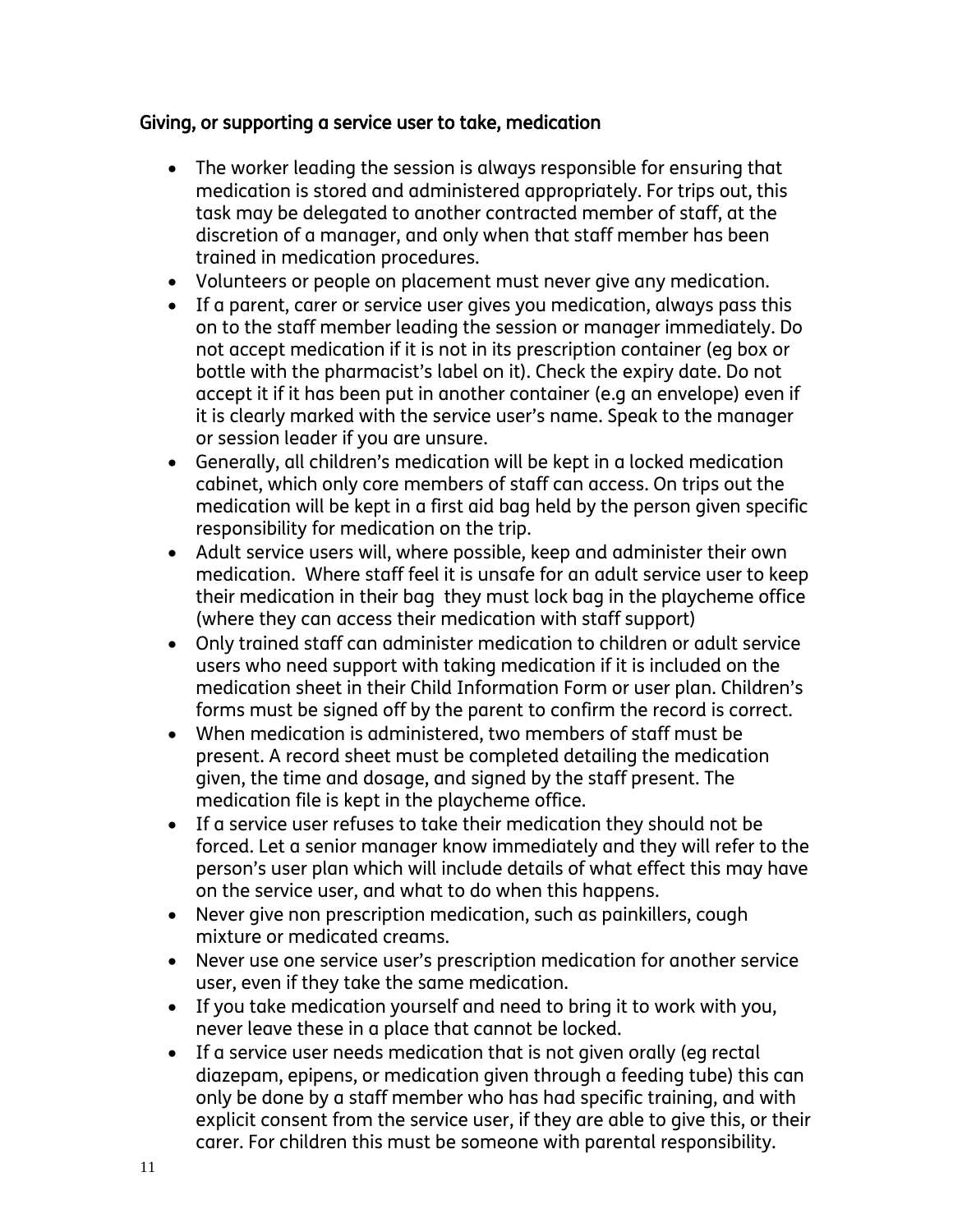## Giving, or supporting a service user to take, medication

- The worker leading the session is always responsible for ensuring that medication is stored and administered appropriately. For trips out, this task may be delegated to another contracted member of staff, at the discretion of a manager, and only when that staff member has been trained in medication procedures.
- Volunteers or people on placement must never give any medication.
- If a parent, carer or service user gives you medication, always pass this on to the staff member leading the session or manager immediately. Do not accept medication if it is not in its prescription container (eg box or bottle with the pharmacist's label on it). Check the expiry date. Do not accept it if it has been put in another container (e.g an envelope) even if it is clearly marked with the service user's name. Speak to the manager or session leader if you are unsure.
- Generally, all children's medication will be kept in a locked medication cabinet, which only core members of staff can access. On trips out the medication will be kept in a first aid bag held by the person given specific responsibility for medication on the trip.
- Adult service users will, where possible, keep and administer their own medication. Where staff feel it is unsafe for an adult service user to keep their medication in their bag they must lock bag in the playcheme office (where they can access their medication with staff support)
- Only trained staff can administer medication to children or adult service users who need support with taking medication if it is included on the medication sheet in their Child Information Form or user plan. Children's forms must be signed off by the parent to confirm the record is correct.
- When medication is administered, two members of staff must be present. A record sheet must be completed detailing the medication given, the time and dosage, and signed by the staff present. The medication file is kept in the playcheme office.
- If a service user refuses to take their medication they should not be forced. Let a senior manager know immediately and they will refer to the person's user plan which will include details of what effect this may have on the service user, and what to do when this happens.
- Never give non prescription medication, such as painkillers, cough mixture or medicated creams.
- Never use one service user's prescription medication for another service user, even if they take the same medication.
- If you take medication yourself and need to bring it to work with you, never leave these in a place that cannot be locked.
- If a service user needs medication that is not given orally (eg rectal diazepam, epipens, or medication given through a feeding tube) this can only be done by a staff member who has had specific training, and with explicit consent from the service user, if they are able to give this, or their carer. For children this must be someone with parental responsibility.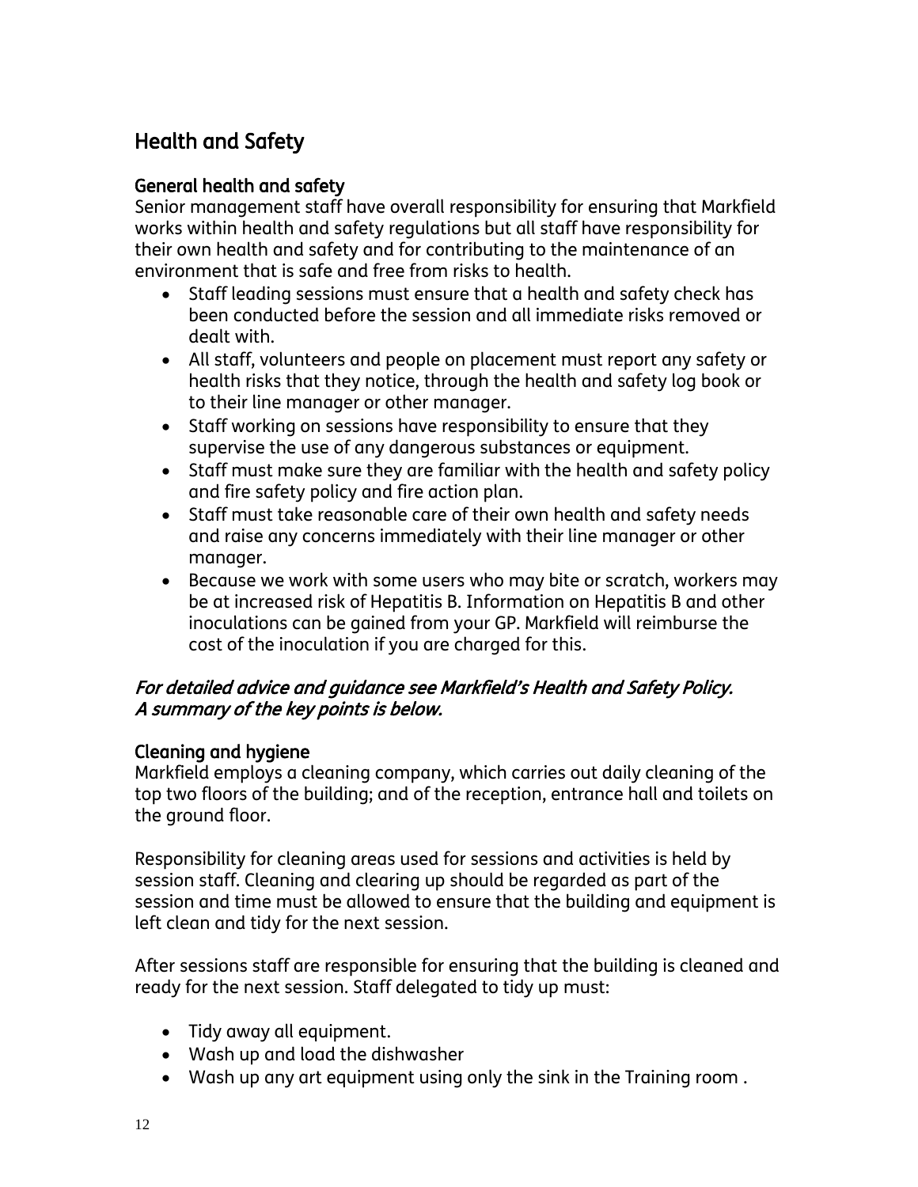## Health and Safety

### General health and safety

Senior management staff have overall responsibility for ensuring that Markfield works within health and safety regulations but all staff have responsibility for their own health and safety and for contributing to the maintenance of an environment that is safe and free from risks to health.

- Staff leading sessions must ensure that a health and safety check has been conducted before the session and all immediate risks removed or dealt with.
- All staff, volunteers and people on placement must report any safety or health risks that they notice, through the health and safety log book or to their line manager or other manager.
- Staff working on sessions have responsibility to ensure that they supervise the use of any dangerous substances or equipment.
- Staff must make sure they are familiar with the health and safety policy and fire safety policy and fire action plan.
- Staff must take reasonable care of their own health and safety needs and raise any concerns immediately with their line manager or other manager.
- Because we work with some users who may bite or scratch, workers may be at increased risk of Hepatitis B. Information on Hepatitis B and other inoculations can be gained from your GP. Markfield will reimburse the cost of the inoculation if you are charged for this.

***For detailed advice and guidance see Markfield's Health and Safety Policy. A summary of the key points is below.***

### Cleaning and hygiene

Markfield employs a cleaning company, which carries out daily cleaning of the top two floors of the building; and of the reception, entrance hall and toilets on the ground floor.

Responsibility for cleaning areas used for sessions and activities is held by session staff. Cleaning and clearing up should be regarded as part of the session and time must be allowed to ensure that the building and equipment is left clean and tidy for the next session.

After sessions staff are responsible for ensuring that the building is cleaned and ready for the next session. Staff delegated to tidy up must:

- Tidy away all equipment.
- Wash up and load the dishwasher
- Wash up any art equipment using only the sink in the Training room .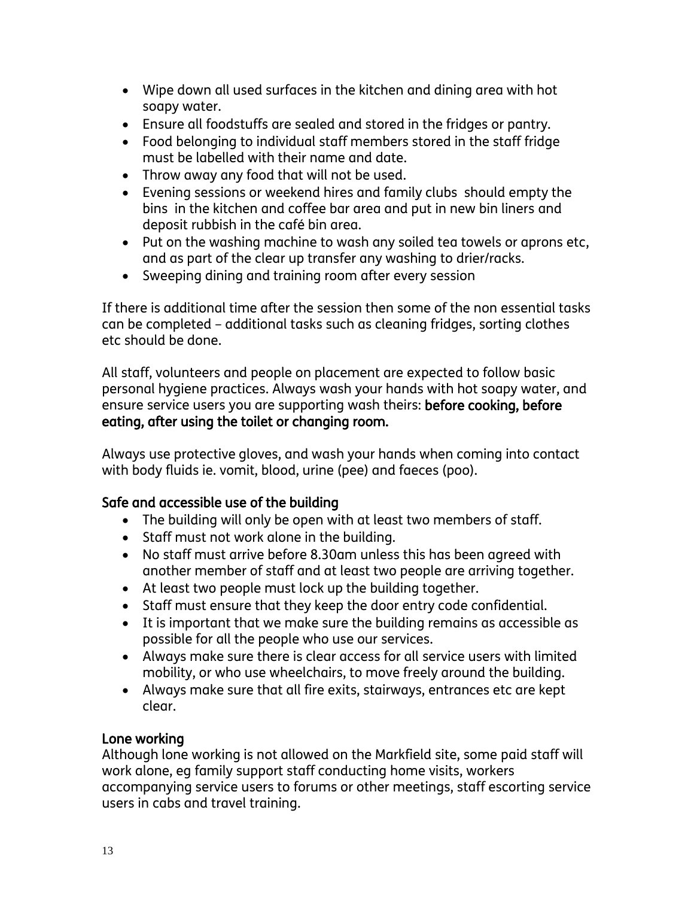- Wipe down all used surfaces in the kitchen and dining area with hot soapy water.
- Ensure all foodstuffs are sealed and stored in the fridges or pantry.
- Food belonging to individual staff members stored in the staff fridge must be labelled with their name and date.
- Throw away any food that will not be used.
- Evening sessions or weekend hires and family clubs should empty the bins in the kitchen and coffee bar area and put in new bin liners and deposit rubbish in the café bin area.
- Put on the washing machine to wash any soiled tea towels or aprons etc, and as part of the clear up transfer any washing to drier/racks.
- Sweeping dining and training room after every session

If there is additional time after the session then some of the non essential tasks can be completed – additional tasks such as cleaning fridges, sorting clothes etc should be done.

All staff, volunteers and people on placement are expected to follow basic personal hygiene practices. Always wash your hands with hot soapy water, and ensure service users you are supporting wash theirs: **before cooking, before eating, after using the toilet or changing room.**

Always use protective gloves, and wash your hands when coming into contact with body fluids ie. vomit, blood, urine (pee) and faeces (poo).

**Safe and accessible use of the building**

- The building will only be open with at least two members of staff.
- Staff must not work alone in the building.
- No staff must arrive before 8.30am unless this has been agreed with another member of staff and at least two people are arriving together.
- At least two people must lock up the building together.
- Staff must ensure that they keep the door entry code confidential.
- It is important that we make sure the building remains as accessible as possible for all the people who use our services.
- Always make sure there is clear access for all service users with limited mobility, or who use wheelchairs, to move freely around the building.
- Always make sure that all fire exits, stairways, entrances etc are kept clear.

**Lone working**

Although lone working is not allowed on the Markfield site, some paid staff will work alone, eg family support staff conducting home visits, workers accompanying service users to forums or other meetings, staff escorting service users in cabs and travel training.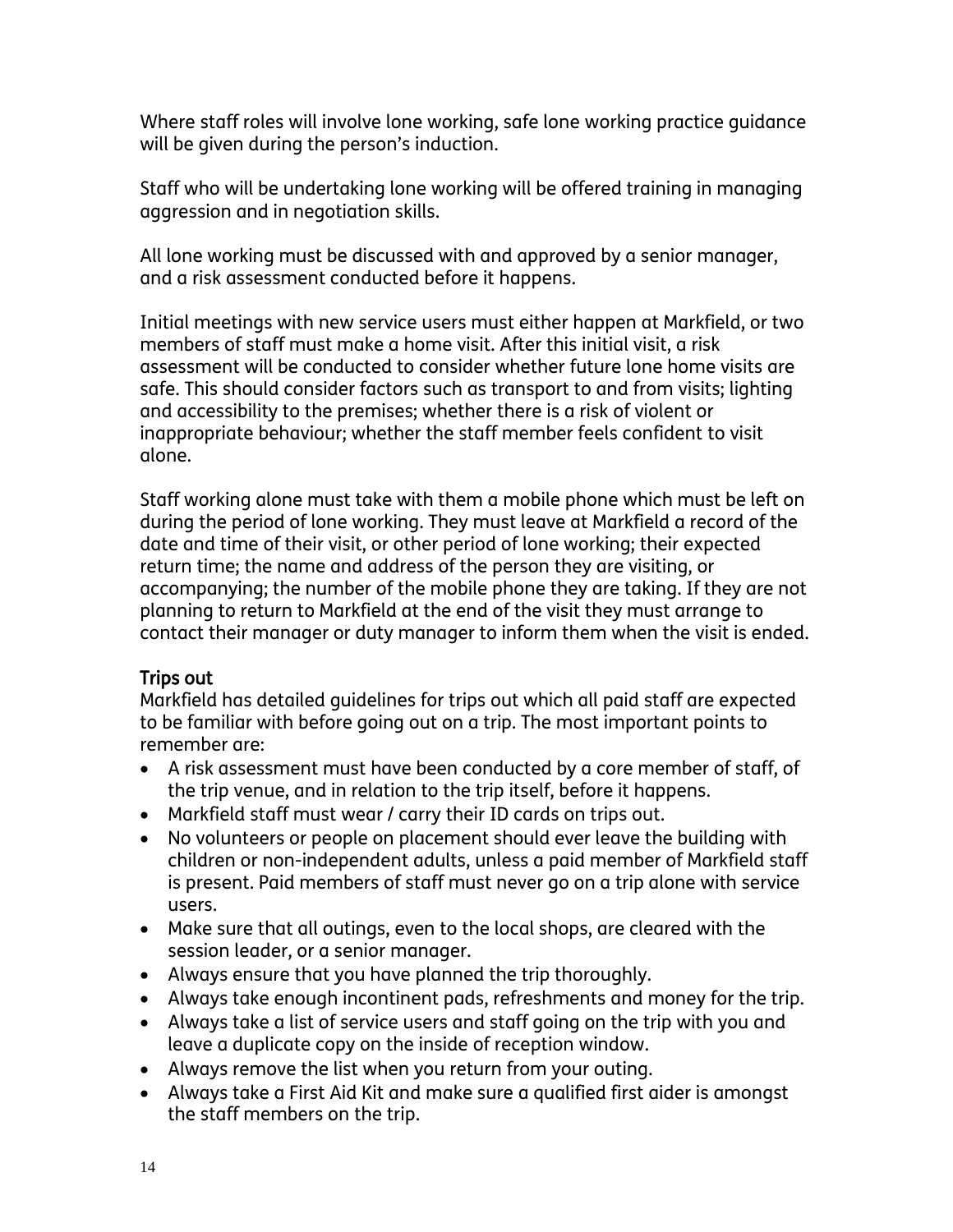Where staff roles will involve lone working, safe lone working practice guidance will be given during the person's induction.

Staff who will be undertaking lone working will be offered training in managing aggression and in negotiation skills.

All lone working must be discussed with and approved by a senior manager, and a risk assessment conducted before it happens.

Initial meetings with new service users must either happen at Markfield, or two members of staff must make a home visit. After this initial visit, a risk assessment will be conducted to consider whether future lone home visits are safe. This should consider factors such as transport to and from visits; lighting and accessibility to the premises; whether there is a risk of violent or inappropriate behaviour; whether the staff member feels confident to visit alone.

Staff working alone must take with them a mobile phone which must be left on during the period of lone working. They must leave at Markfield a record of the date and time of their visit, or other period of lone working; their expected return time; the name and address of the person they are visiting, or accompanying; the number of the mobile phone they are taking. If they are not planning to return to Markfield at the end of the visit they must arrange to contact their manager or duty manager to inform them when the visit is ended.

### Trips out

Markfield has detailed guidelines for trips out which all paid staff are expected to be familiar with before going out on a trip. The most important points to remember are:

- A risk assessment must have been conducted by a core member of staff, of the trip venue, and in relation to the trip itself, before it happens.
- Markfield staff must wear / carry their ID cards on trips out.
- No volunteers or people on placement should ever leave the building with children or non-independent adults, unless a paid member of Markfield staff is present. Paid members of staff must never go on a trip alone with service users.
- Make sure that all outings, even to the local shops, are cleared with the session leader, or a senior manager.
- Always ensure that you have planned the trip thoroughly.
- Always take enough incontinent pads, refreshments and money for the trip.
- Always take a list of service users and staff going on the trip with you and leave a duplicate copy on the inside of reception window.
- Always remove the list when you return from your outing.
- Always take a First Aid Kit and make sure a qualified first aider is amongst the staff members on the trip.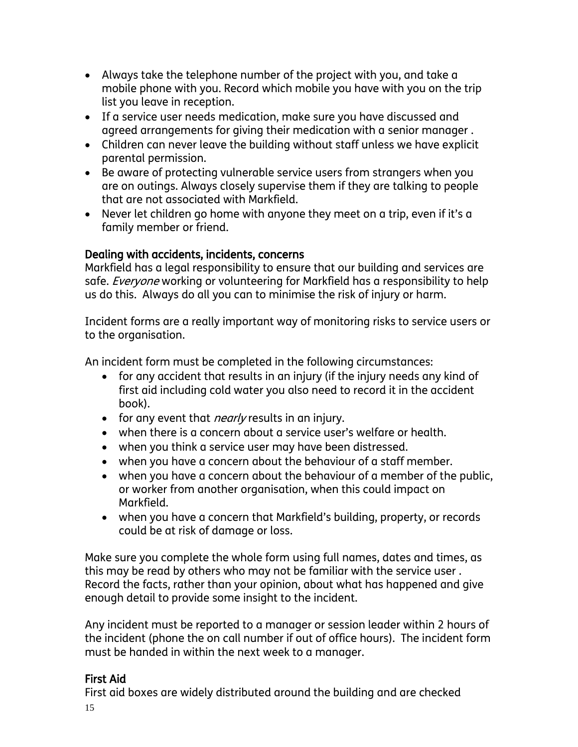- Always take the telephone number of the project with you, and take a mobile phone with you. Record which mobile you have with you on the trip list you leave in reception.
- If a service user needs medication, make sure you have discussed and agreed arrangements for giving their medication with a senior manager .
- Children can never leave the building without staff unless we have explicit parental permission.
- Be aware of protecting vulnerable service users from strangers when you are on outings. Always closely supervise them if they are talking to people that are not associated with Markfield.
- Never let children go home with anyone they meet on a trip, even if it's a family member or friend.

## Dealing with accidents, incidents, concerns

Markfield has a legal responsibility to ensure that our building and services are safe. *Everyone* working or volunteering for Markfield has a responsibility to help us do this. Always do all you can to minimise the risk of injury or harm.

Incident forms are a really important way of monitoring risks to service users or to the organisation.

An incident form must be completed in the following circumstances:

- for any accident that results in an injury (if the injury needs any kind of first aid including cold water you also need to record it in the accident book).
- for any event that *nearly* results in an injury.
- when there is a concern about a service user's welfare or health.
- when you think a service user may have been distressed.
- when you have a concern about the behaviour of a staff member.
- when you have a concern about the behaviour of a member of the public, or worker from another organisation, when this could impact on Markfield.
- when you have a concern that Markfield's building, property, or records could be at risk of damage or loss.

Make sure you complete the whole form using full names, dates and times, as this may be read by others who may not be familiar with the service user . Record the facts, rather than your opinion, about what has happened and give enough detail to provide some insight to the incident.

Any incident must be reported to a manager or session leader within 2 hours of the incident (phone the on call number if out of office hours). The incident form must be handed in within the next week to a manager.

## First Aid

First aid boxes are widely distributed around the building and are checked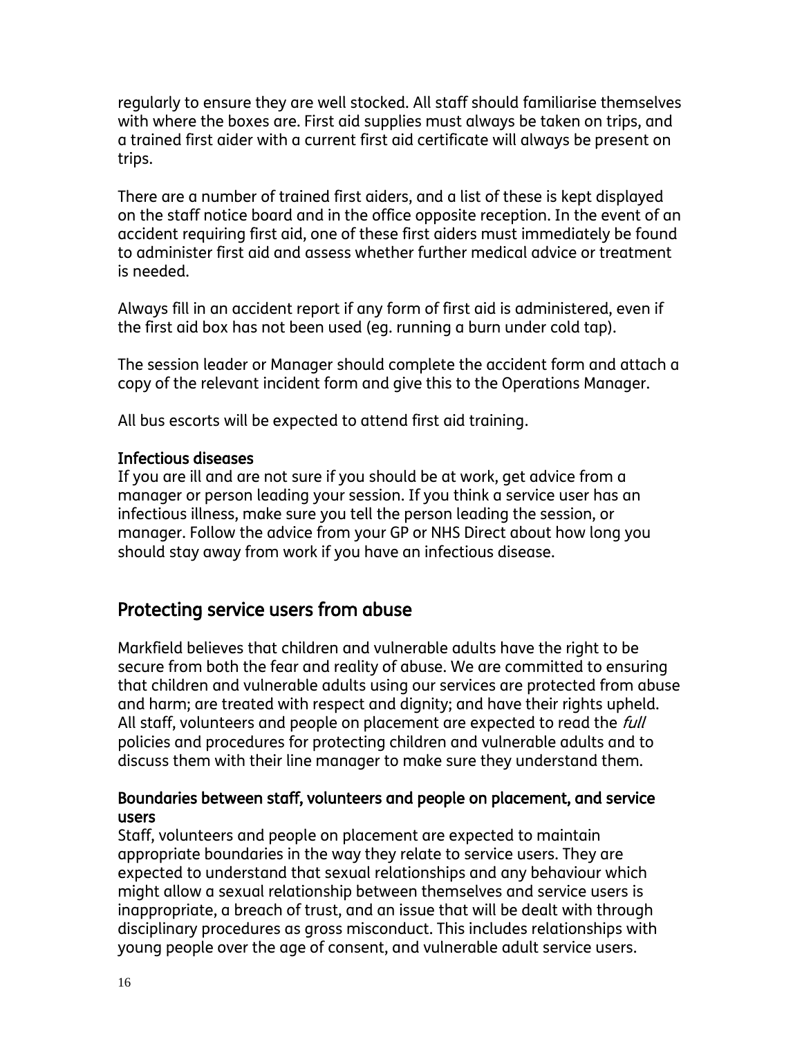regularly to ensure they are well stocked. All staff should familiarise themselves with where the boxes are. First aid supplies must always be taken on trips, and a trained first aider with a current first aid certificate will always be present on trips.

There are a number of trained first aiders, and a list of these is kept displayed on the staff notice board and in the office opposite reception. In the event of an accident requiring first aid, one of these first aiders must immediately be found to administer first aid and assess whether further medical advice or treatment is needed.

Always fill in an accident report if any form of first aid is administered, even if the first aid box has not been used (eg. running a burn under cold tap).

The session leader or Manager should complete the accident form and attach a copy of the relevant incident form and give this to the Operations Manager.

All bus escorts will be expected to attend first aid training.

### Infectious diseases

If you are ill and are not sure if you should be at work, get advice from a manager or person leading your session. If you think a service user has an infectious illness, make sure you tell the person leading the session, or manager. Follow the advice from your GP or NHS Direct about how long you should stay away from work if you have an infectious disease.

## Protecting service users from abuse

Markfield believes that children and vulnerable adults have the right to be secure from both the fear and reality of abuse. We are committed to ensuring that children and vulnerable adults using our services are protected from abuse and harm; are treated with respect and dignity; and have their rights upheld. All staff, volunteers and people on placement are expected to read the *full* policies and procedures for protecting children and vulnerable adults and to discuss them with their line manager to make sure they understand them.

### Boundaries between staff, volunteers and people on placement, and service users

Staff, volunteers and people on placement are expected to maintain appropriate boundaries in the way they relate to service users. They are expected to understand that sexual relationships and any behaviour which might allow a sexual relationship between themselves and service users is inappropriate, a breach of trust, and an issue that will be dealt with through disciplinary procedures as gross misconduct. This includes relationships with young people over the age of consent, and vulnerable adult service users.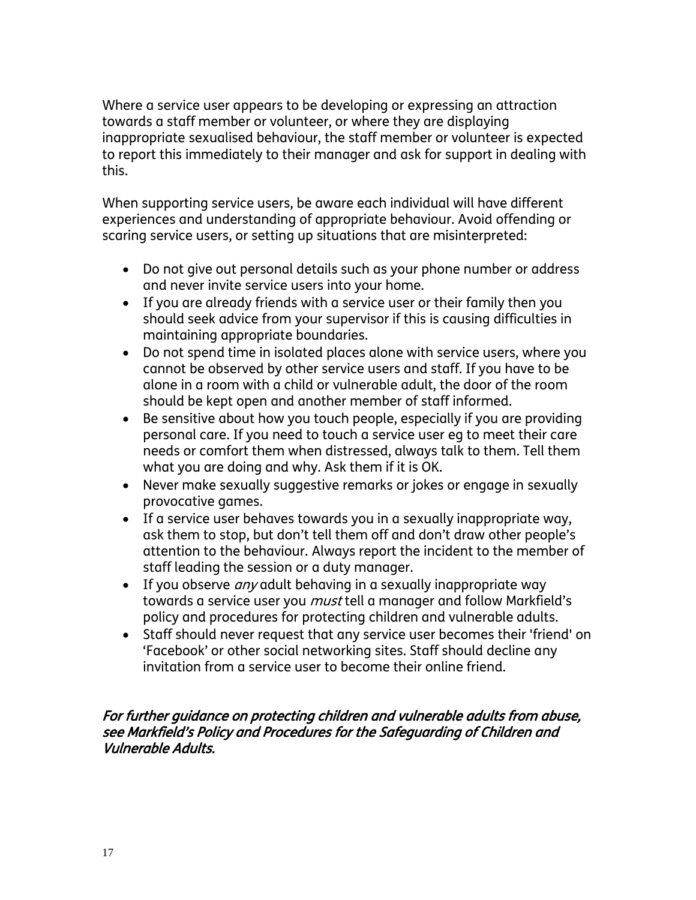Where a service user appears to be developing or expressing an attraction towards a staff member or volunteer, or where they are displaying inappropriate sexualised behaviour, the staff member or volunteer is expected to report this immediately to their manager and ask for support in dealing with this.

When supporting service users, be aware each individual will have different experiences and understanding of appropriate behaviour. Avoid offending or scaring service users, or setting up situations that are misinterpreted:

- Do not give out personal details such as your phone number or address and never invite service users into your home.
- If you are already friends with a service user or their family then you should seek advice from your supervisor if this is causing difficulties in maintaining appropriate boundaries.
- Do not spend time in isolated places alone with service users, where you cannot be observed by other service users and staff. If you have to be alone in a room with a child or vulnerable adult, the door of the room should be kept open and another member of staff informed.
- Be sensitive about how you touch people, especially if you are providing personal care. If you need to touch a service user eg to meet their care needs or comfort them when distressed, always talk to them. Tell them what you are doing and why. Ask them if it is OK.
- Never make sexually suggestive remarks or jokes or engage in sexually provocative games.
- If a service user behaves towards you in a sexually inappropriate way, ask them to stop, but don't tell them off and don't draw other people's attention to the behaviour. Always report the incident to the member of staff leading the session or a duty manager.
- If you observe *any* adult behaving in a sexually inappropriate way towards a service user you *must* tell a manager and follow Markfield's policy and procedures for protecting children and vulnerable adults.
- Staff should never request that any service user becomes their 'friend' on 'Facebook' or other social networking sites. Staff should decline any invitation from a service user to become their online friend.

***For further guidance on protecting children and vulnerable adults from abuse, see Markfield's Policy and Procedures for the Safeguarding of Children and Vulnerable Adults.***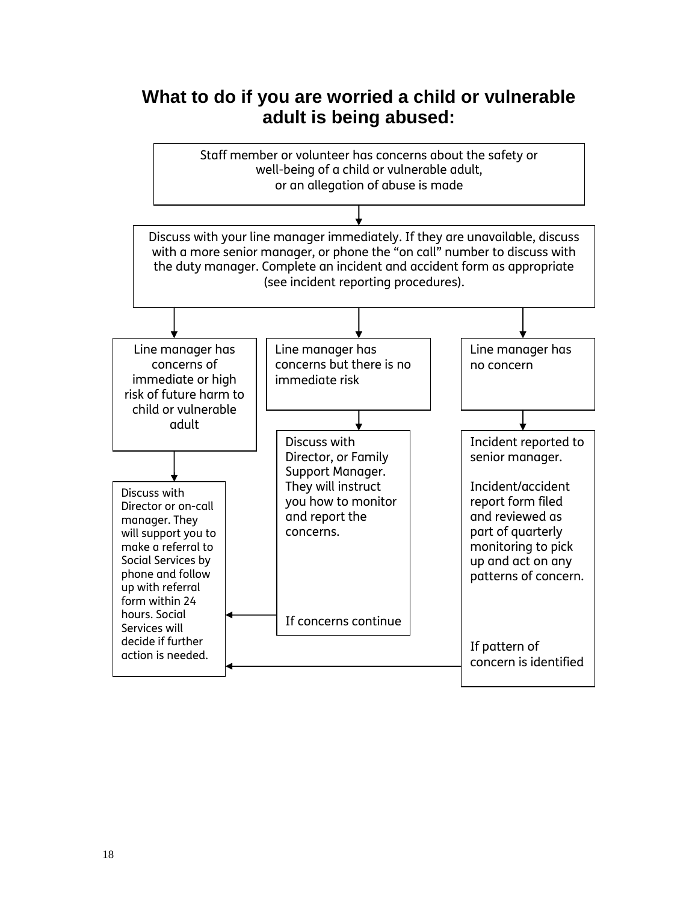## What to do if you are worried a child or vulnerable adult is being abused:

Staff member or volunteer has concerns about the safety or well-being of a child or vulnerable adult, or an allegation of abuse is made

↓

Discuss with your line manager immediately. If they are unavailable, discuss with a more senior manager, or phone the "on call" number to discuss with the duty manager. Complete an incident and accident form as appropriate (see incident reporting procedures).

↓

**Line manager has concerns of immediate or high risk of future harm to child or vulnerable adult**

↓

Discuss with Director or on-call manager. They will support you to make a referral to Social Services by phone and follow up with referral form within 24 hours. Social Services will decide if further action is needed.

**Line manager has concerns but there is no immediate risk**

↓

Discuss with Director, or Family Support Manager. They will instruct you how to monitor and report the concerns.

If concerns continue → Discuss with Director or on-call manager (see above)

**Line manager has no concern**

↓

Incident reported to senior manager.

Incident/accident report form filed and reviewed as part of quarterly monitoring to pick up and act on any patterns of concern.

If pattern of concern is identified → Discuss with Director or on-call manager (see above)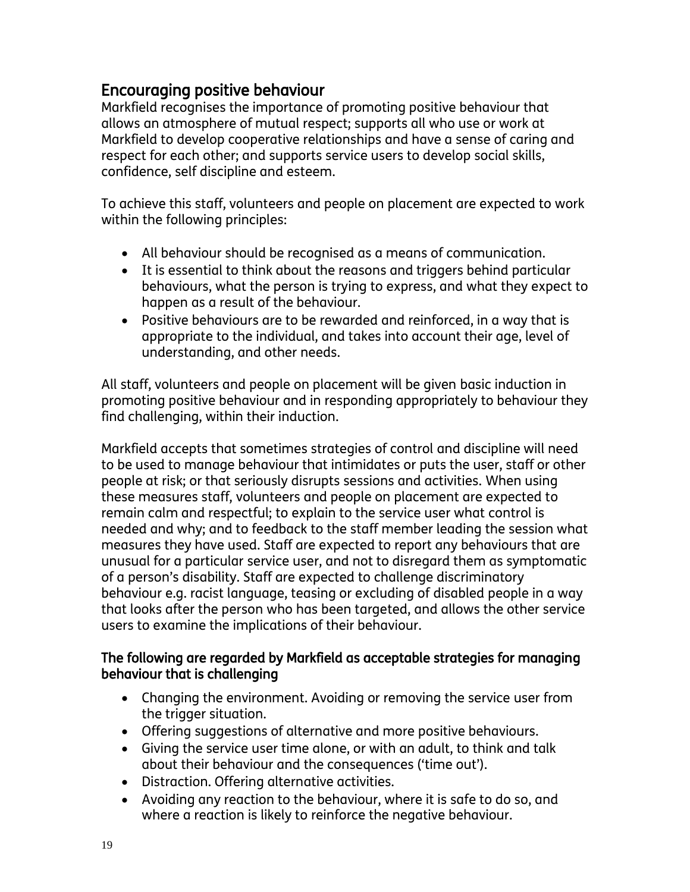## Encouraging positive behaviour

Markfield recognises the importance of promoting positive behaviour that allows an atmosphere of mutual respect; supports all who use or work at Markfield to develop cooperative relationships and have a sense of caring and respect for each other; and supports service users to develop social skills, confidence, self discipline and esteem.

To achieve this staff, volunteers and people on placement are expected to work within the following principles:

- All behaviour should be recognised as a means of communication.
- It is essential to think about the reasons and triggers behind particular behaviours, what the person is trying to express, and what they expect to happen as a result of the behaviour.
- Positive behaviours are to be rewarded and reinforced, in a way that is appropriate to the individual, and takes into account their age, level of understanding, and other needs.

All staff, volunteers and people on placement will be given basic induction in promoting positive behaviour and in responding appropriately to behaviour they find challenging, within their induction.

Markfield accepts that sometimes strategies of control and discipline will need to be used to manage behaviour that intimidates or puts the user, staff or other people at risk; or that seriously disrupts sessions and activities. When using these measures staff, volunteers and people on placement are expected to remain calm and respectful; to explain to the service user what control is needed and why; and to feedback to the staff member leading the session what measures they have used. Staff are expected to report any behaviours that are unusual for a particular service user, and not to disregard them as symptomatic of a person's disability. Staff are expected to challenge discriminatory behaviour e.g. racist language, teasing or excluding of disabled people in a way that looks after the person who has been targeted, and allows the other service users to examine the implications of their behaviour.

### The following are regarded by Markfield as acceptable strategies for managing behaviour that is challenging

- Changing the environment. Avoiding or removing the service user from the trigger situation.
- Offering suggestions of alternative and more positive behaviours.
- Giving the service user time alone, or with an adult, to think and talk about their behaviour and the consequences ('time out').
- Distraction. Offering alternative activities.
- Avoiding any reaction to the behaviour, where it is safe to do so, and where a reaction is likely to reinforce the negative behaviour.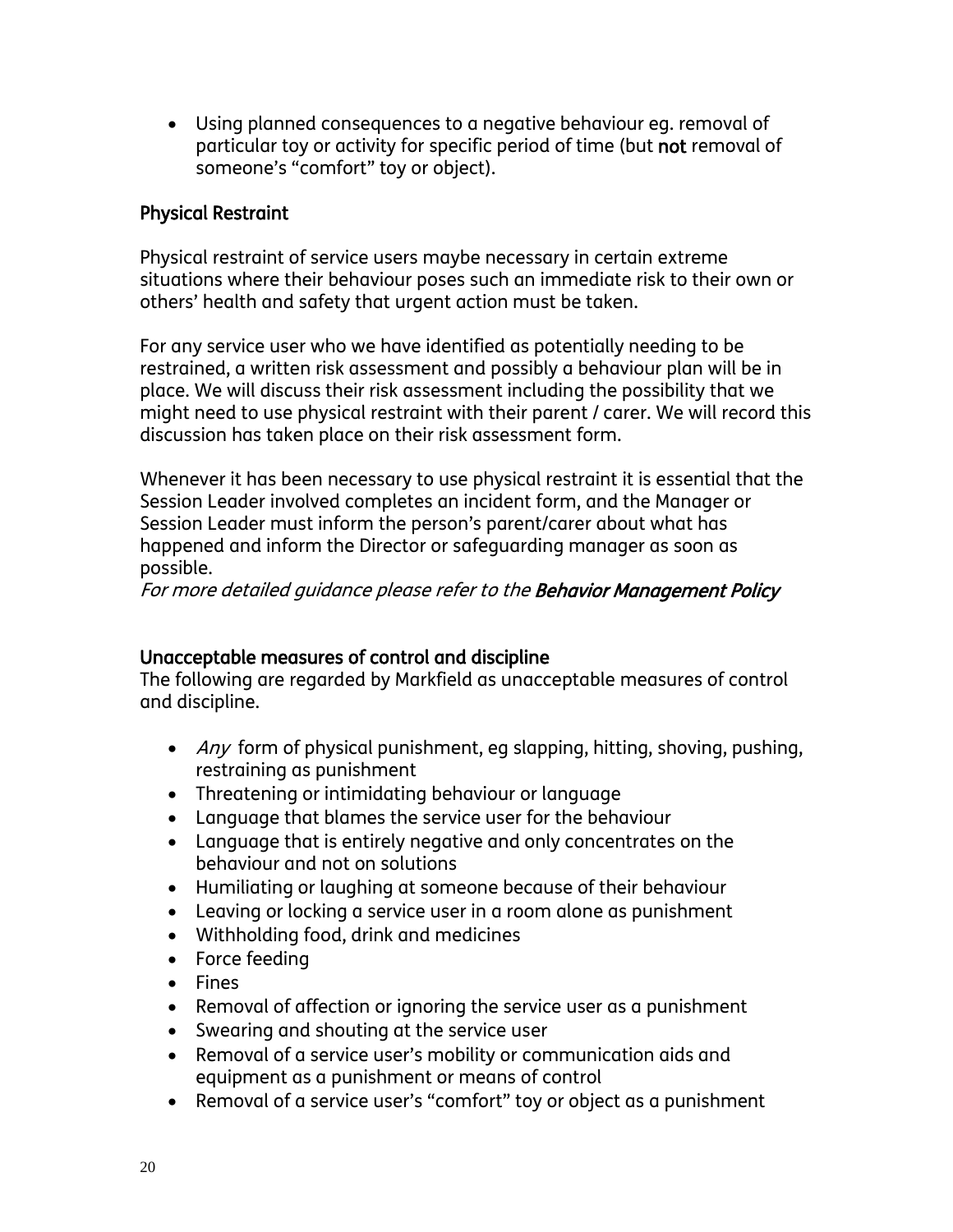- Using planned consequences to a negative behaviour eg. removal of particular toy or activity for specific period of time (but **not** removal of someone's "comfort" toy or object).

### Physical Restraint

Physical restraint of service users maybe necessary in certain extreme situations where their behaviour poses such an immediate risk to their own or others' health and safety that urgent action must be taken.

For any service user who we have identified as potentially needing to be restrained, a written risk assessment and possibly a behaviour plan will be in place. We will discuss their risk assessment including the possibility that we might need to use physical restraint with their parent / carer. We will record this discussion has taken place on their risk assessment form.

Whenever it has been necessary to use physical restraint it is essential that the Session Leader involved completes an incident form, and the Manager or Session Leader must inform the person's parent/carer about what has happened and inform the Director or safeguarding manager as soon as possible.

*For more detailed guidance please refer to the* ***Behavior Management Policy***

### Unacceptable measures of control and discipline

The following are regarded by Markfield as unacceptable measures of control and discipline.

- *Any* form of physical punishment, eg slapping, hitting, shoving, pushing, restraining as punishment
- Threatening or intimidating behaviour or language
- Language that blames the service user for the behaviour
- Language that is entirely negative and only concentrates on the behaviour and not on solutions
- Humiliating or laughing at someone because of their behaviour
- Leaving or locking a service user in a room alone as punishment
- Withholding food, drink and medicines
- Force feeding
- Fines
- Removal of affection or ignoring the service user as a punishment
- Swearing and shouting at the service user
- Removal of a service user's mobility or communication aids and equipment as a punishment or means of control
- Removal of a service user's "comfort" toy or object as a punishment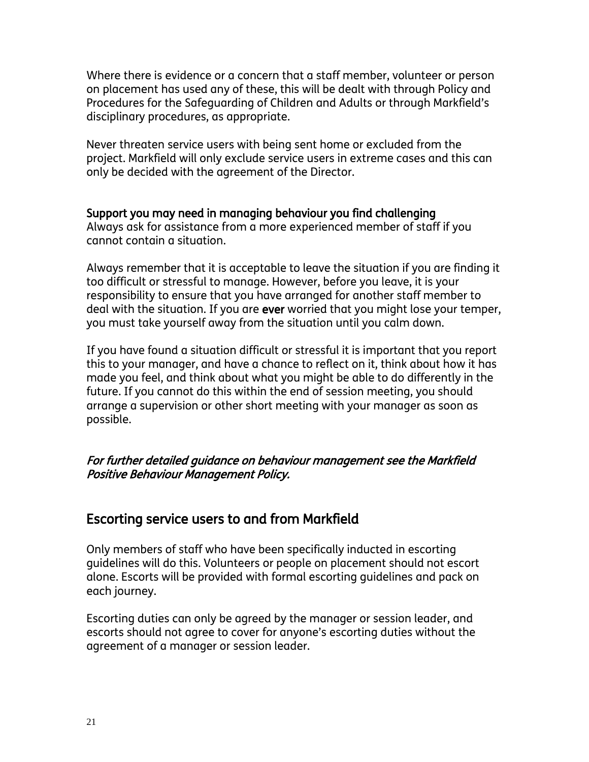Where there is evidence or a concern that a staff member, volunteer or person on placement has used any of these, this will be dealt with through Policy and Procedures for the Safeguarding of Children and Adults or through Markfield's disciplinary procedures, as appropriate.

Never threaten service users with being sent home or excluded from the project. Markfield will only exclude service users in extreme cases and this can only be decided with the agreement of the Director.

**Support you may need in managing behaviour you find challenging**

Always ask for assistance from a more experienced member of staff if you cannot contain a situation.

Always remember that it is acceptable to leave the situation if you are finding it too difficult or stressful to manage. However, before you leave, it is your responsibility to ensure that you have arranged for another staff member to deal with the situation. If you are **ever** worried that you might lose your temper, you must take yourself away from the situation until you calm down.

If you have found a situation difficult or stressful it is important that you report this to your manager, and have a chance to reflect on it, think about how it has made you feel, and think about what you might be able to do differently in the future. If you cannot do this within the end of session meeting, you should arrange a supervision or other short meeting with your manager as soon as possible.

***For further detailed guidance on behaviour management see the Markfield Positive Behaviour Management Policy.***

## Escorting service users to and from Markfield

Only members of staff who have been specifically inducted in escorting guidelines will do this. Volunteers or people on placement should not escort alone. Escorts will be provided with formal escorting guidelines and pack on each journey.

Escorting duties can only be agreed by the manager or session leader, and escorts should not agree to cover for anyone's escorting duties without the agreement of a manager or session leader.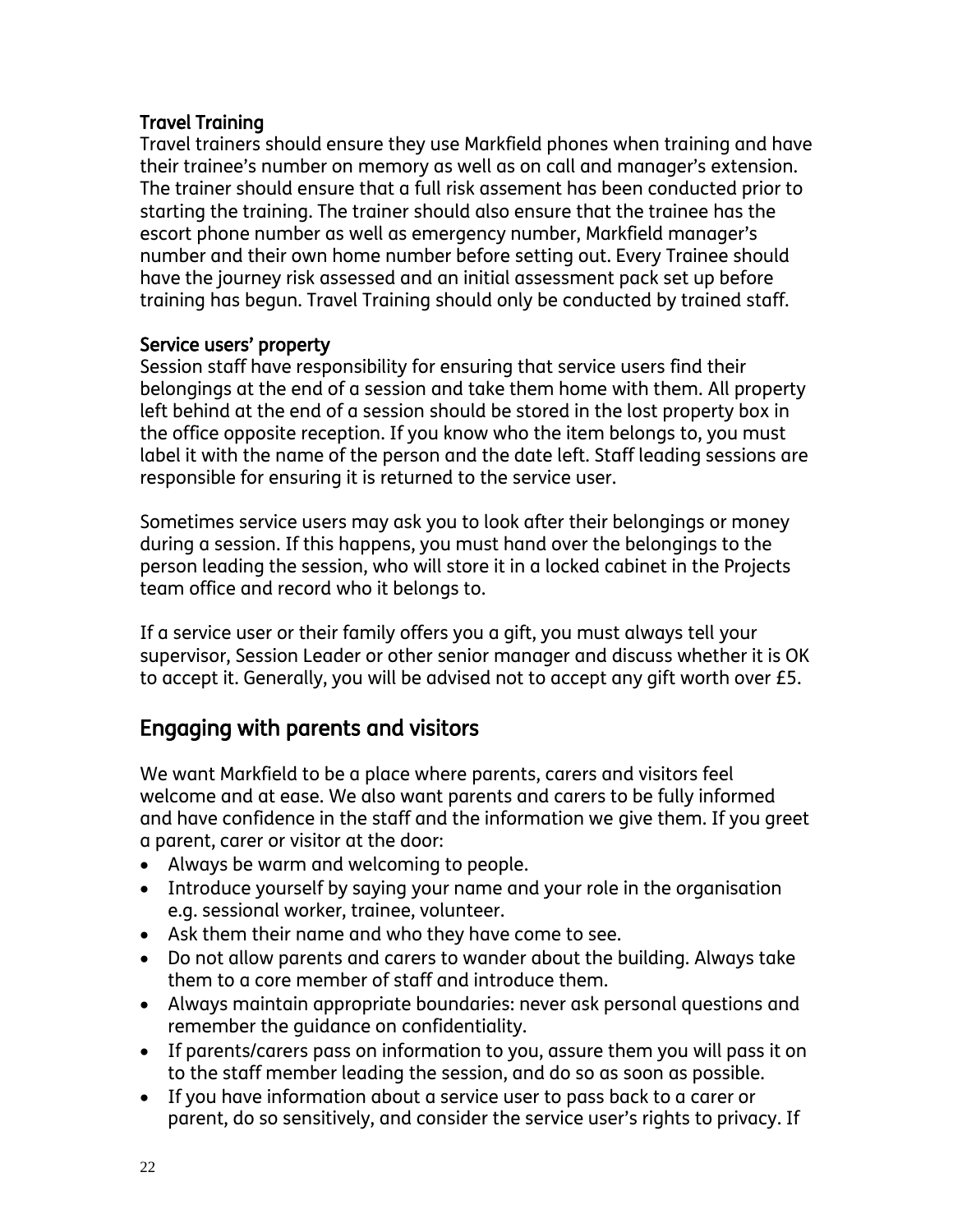### Travel Training

Travel trainers should ensure they use Markfield phones when training and have their trainee's number on memory as well as on call and manager's extension. The trainer should ensure that a full risk assement has been conducted prior to starting the training. The trainer should also ensure that the trainee has the escort phone number as well as emergency number, Markfield manager's number and their own home number before setting out. Every Trainee should have the journey risk assessed and an initial assessment pack set up before training has begun. Travel Training should only be conducted by trained staff.

### Service users' property

Session staff have responsibility for ensuring that service users find their belongings at the end of a session and take them home with them. All property left behind at the end of a session should be stored in the lost property box in the office opposite reception. If you know who the item belongs to, you must label it with the name of the person and the date left. Staff leading sessions are responsible for ensuring it is returned to the service user.

Sometimes service users may ask you to look after their belongings or money during a session. If this happens, you must hand over the belongings to the person leading the session, who will store it in a locked cabinet in the Projects team office and record who it belongs to.

If a service user or their family offers you a gift, you must always tell your supervisor, Session Leader or other senior manager and discuss whether it is OK to accept it. Generally, you will be advised not to accept any gift worth over £5.

## Engaging with parents and visitors

We want Markfield to be a place where parents, carers and visitors feel welcome and at ease. We also want parents and carers to be fully informed and have confidence in the staff and the information we give them. If you greet a parent, carer or visitor at the door:

- Always be warm and welcoming to people.
- Introduce yourself by saying your name and your role in the organisation e.g. sessional worker, trainee, volunteer.
- Ask them their name and who they have come to see.
- Do not allow parents and carers to wander about the building. Always take them to a core member of staff and introduce them.
- Always maintain appropriate boundaries: never ask personal questions and remember the guidance on confidentiality.
- If parents/carers pass on information to you, assure them you will pass it on to the staff member leading the session, and do so as soon as possible.
- If you have information about a service user to pass back to a carer or parent, do so sensitively, and consider the service user's rights to privacy. If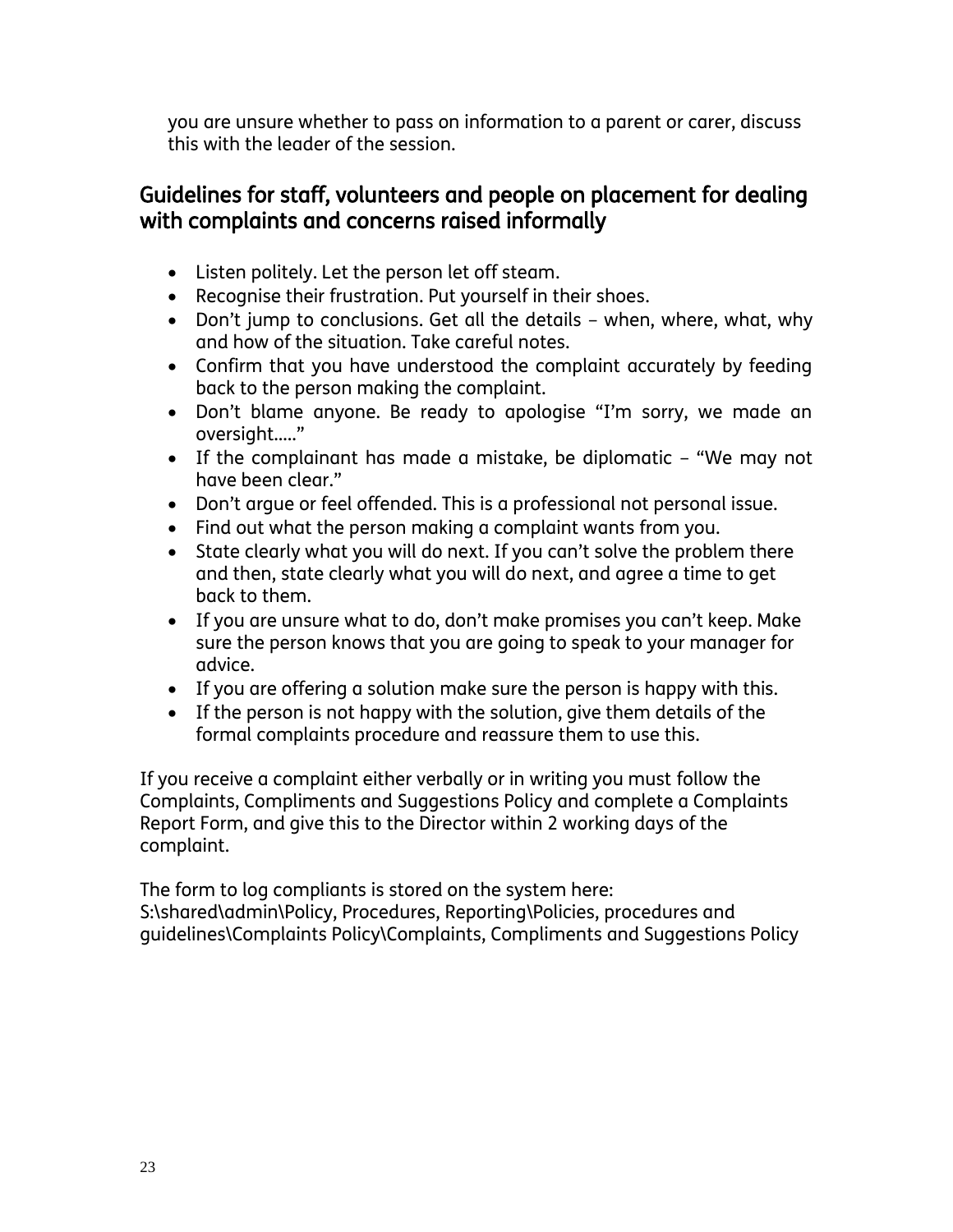you are unsure whether to pass on information to a parent or carer, discuss this with the leader of the session.

## Guidelines for staff, volunteers and people on placement for dealing with complaints and concerns raised informally

- Listen politely. Let the person let off steam.
- Recognise their frustration. Put yourself in their shoes.
- Don't jump to conclusions. Get all the details – when, where, what, why and how of the situation. Take careful notes.
- Confirm that you have understood the complaint accurately by feeding back to the person making the complaint.
- Don't blame anyone. Be ready to apologise "I'm sorry, we made an oversight….."
- If the complainant has made a mistake, be diplomatic – "We may not have been clear."
- Don't argue or feel offended. This is a professional not personal issue.
- Find out what the person making a complaint wants from you.
- State clearly what you will do next. If you can't solve the problem there and then, state clearly what you will do next, and agree a time to get back to them.
- If you are unsure what to do, don't make promises you can't keep. Make sure the person knows that you are going to speak to your manager for advice.
- If you are offering a solution make sure the person is happy with this.
- If the person is not happy with the solution, give them details of the formal complaints procedure and reassure them to use this.

If you receive a complaint either verbally or in writing you must follow the Complaints, Compliments and Suggestions Policy and complete a Complaints Report Form, and give this to the Director within 2 working days of the complaint.

The form to log compliants is stored on the system here: S:\shared\admin\Policy, Procedures, Reporting\Policies, procedures and guidelines\Complaints Policy\Complaints, Compliments and Suggestions Policy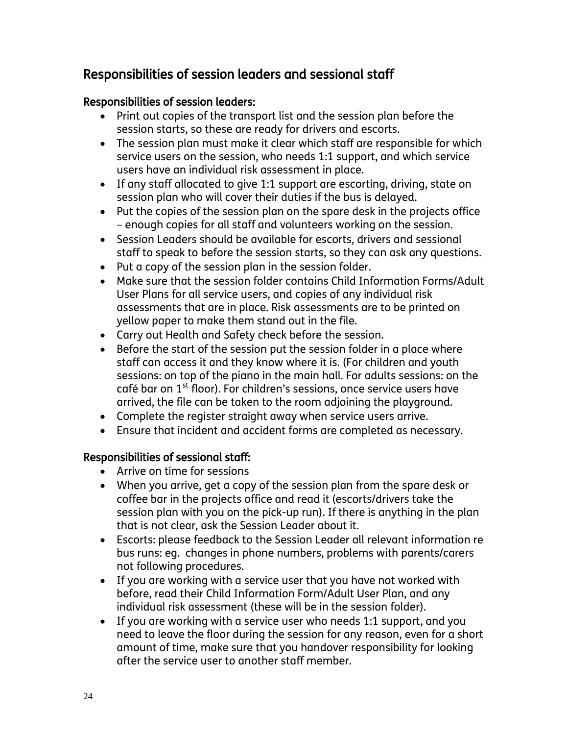## Responsibilities of session leaders and sessional staff

### Responsibilities of session leaders:

- Print out copies of the transport list and the session plan before the session starts, so these are ready for drivers and escorts.
- The session plan must make it clear which staff are responsible for which service users on the session, who needs 1:1 support, and which service users have an individual risk assessment in place.
- If any staff allocated to give 1:1 support are escorting, driving, state on session plan who will cover their duties if the bus is delayed.
- Put the copies of the session plan on the spare desk in the projects office – enough copies for all staff and volunteers working on the session.
- Session Leaders should be available for escorts, drivers and sessional staff to speak to before the session starts, so they can ask any questions.
- Put a copy of the session plan in the session folder.
- Make sure that the session folder contains Child Information Forms/Adult User Plans for all service users, and copies of any individual risk assessments that are in place. Risk assessments are to be printed on yellow paper to make them stand out in the file.
- Carry out Health and Safety check before the session.
- Before the start of the session put the session folder in a place where staff can access it and they know where it is. (For children and youth sessions: on top of the piano in the main hall. For adults sessions: on the café bar on 1st floor). For children's sessions, once service users have arrived, the file can be taken to the room adjoining the playground.
- Complete the register straight away when service users arrive.
- Ensure that incident and accident forms are completed as necessary.

### Responsibilities of sessional staff:

- Arrive on time for sessions
- When you arrive, get a copy of the session plan from the spare desk or coffee bar in the projects office and read it (escorts/drivers take the session plan with you on the pick-up run). If there is anything in the plan that is not clear, ask the Session Leader about it.
- Escorts: please feedback to the Session Leader all relevant information re bus runs: eg. changes in phone numbers, problems with parents/carers not following procedures.
- If you are working with a service user that you have not worked with before, read their Child Information Form/Adult User Plan, and any individual risk assessment (these will be in the session folder).
- If you are working with a service user who needs 1:1 support, and you need to leave the floor during the session for any reason, even for a short amount of time, make sure that you handover responsibility for looking after the service user to another staff member.